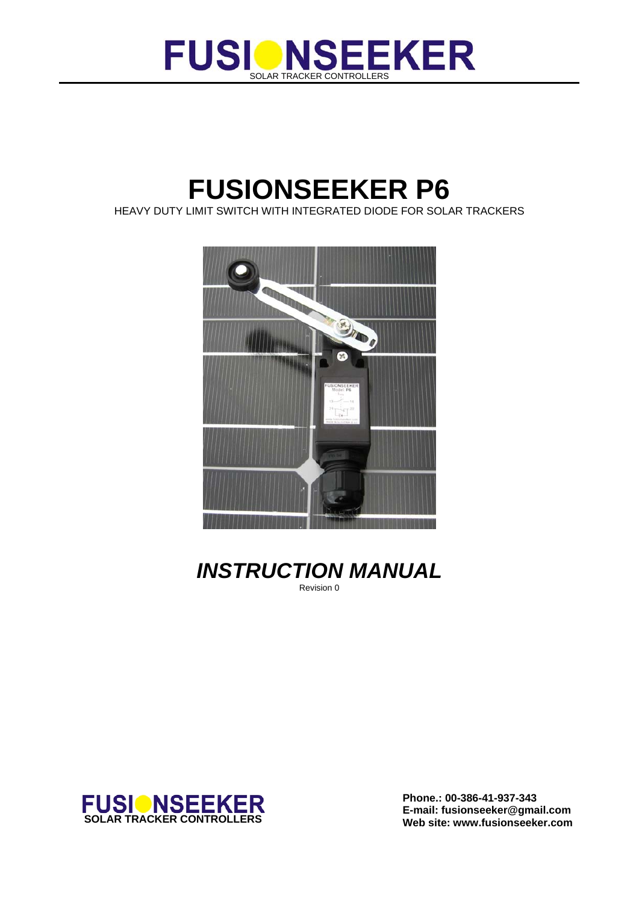FUSIONSEEKER

SOLAR TRACKER CONTROLLERS

# FUSIONSEEKER P6

HEAVY DUTY LIMIT SWITCH WITH INTEGRATED DIODE FOR SOLAR TRACKERS

## *INSTRUCTION MANUAL*

Revision 0

FUSIONSEEKER
SOLAR TRACKER CONTROLLERS

**Phone.: 00-386-41-937-343**
**E-mail: fusionseeker@gmail.com**
**Web site: www.fusionseeker.com**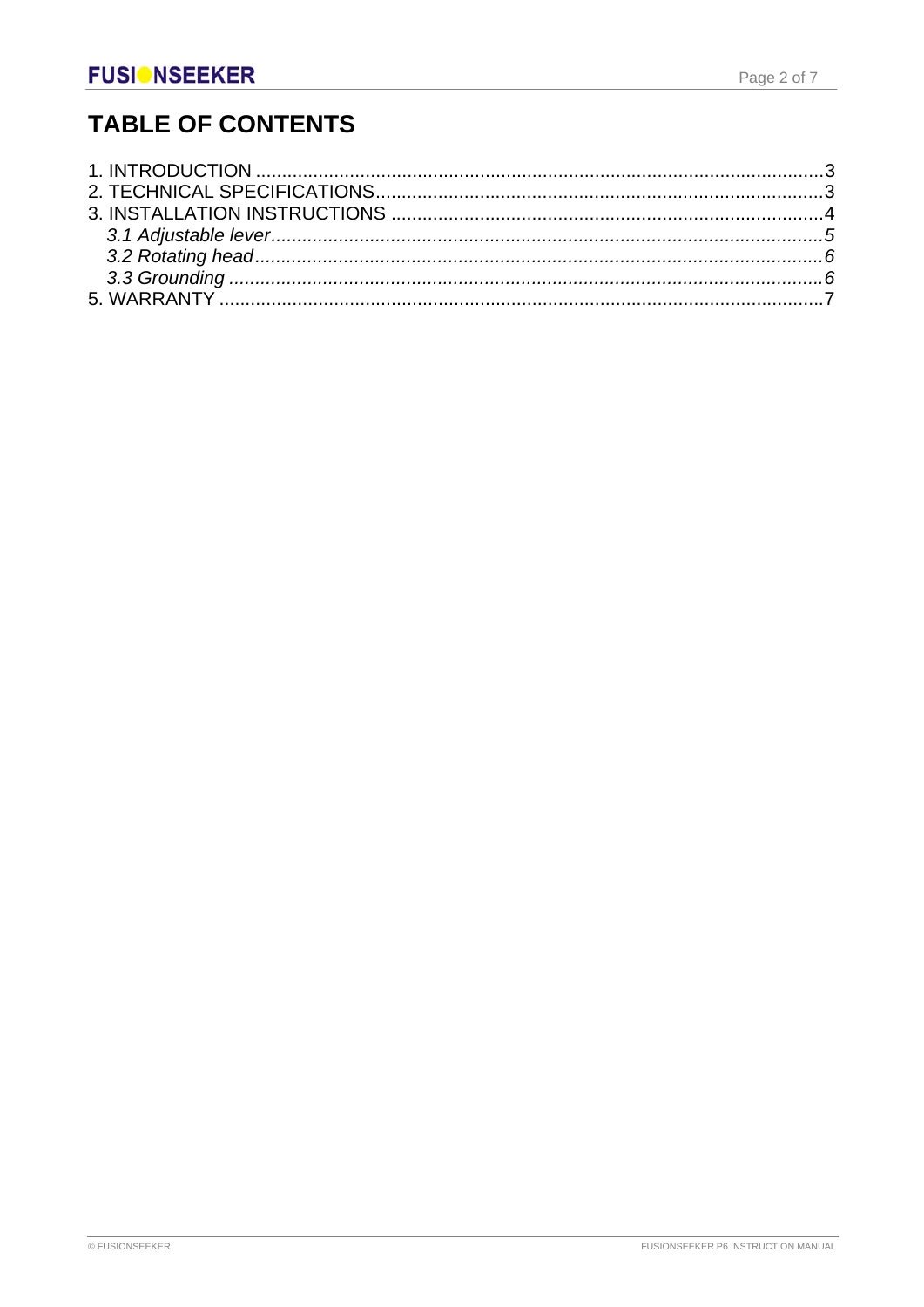# TABLE OF CONTENTS

1. INTRODUCTION ............................................................................................................3
2. TECHNICAL SPECIFICATIONS.....................................................................................3
3. INSTALLATION INSTRUCTIONS ..................................................................................4
   *3.1 Adjustable lever.........................................................................................................5*
   *3.2 Rotating head............................................................................................................6*
   *3.3 Grounding .................................................................................................................6*
5. WARRANTY ...................................................................................................................7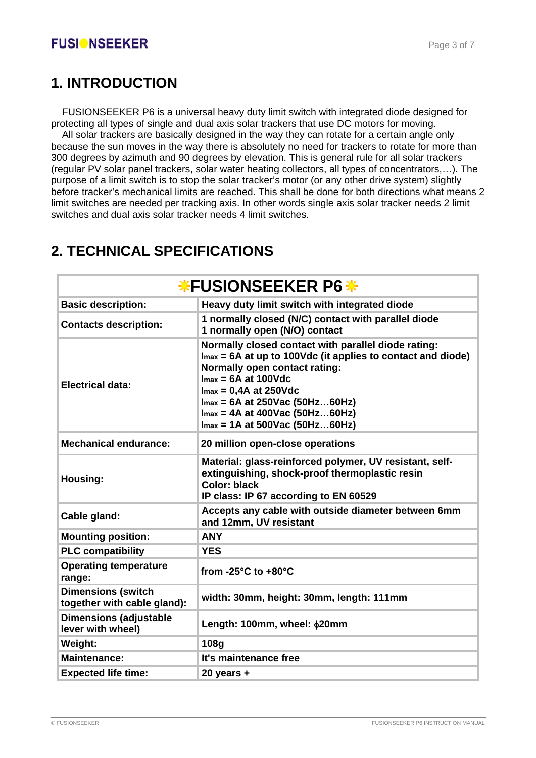# 1. INTRODUCTION

FUSIONSEEKER P6 is a universal heavy duty limit switch with integrated diode designed for protecting all types of single and dual axis solar trackers that use DC motors for moving.

All solar trackers are basically designed in the way they can rotate for a certain angle only because the sun moves in the way there is absolutely no need for trackers to rotate for more than 300 degrees by azimuth and 90 degrees by elevation. This is general rule for all solar trackers (regular PV solar panel trackers, solar water heating collectors, all types of concentrators,…). The purpose of a limit switch is to stop the solar tracker's motor (or any other drive system) slightly before tracker's mechanical limits are reached. This shall be done for both directions what means 2 limit switches are needed per tracking axis. In other words single axis solar tracker needs 2 limit switches and dual axis solar tracker needs 4 limit switches.

# 2. TECHNICAL SPECIFICATIONS

| FUSIONSEEKER P6 | |
|---|---|
| **Basic description:** | **Heavy duty limit switch with integrated diode** |
| **Contacts description:** | **1 normally closed (N/C) contact with parallel diode**<br>**1 normally open (N/O) contact** |
| **Electrical data:** | **Normally closed contact with parallel diode rating:**<br>**$I_{max}$ = 6A at up to 100Vdc (it applies to contact and diode)**<br>**Normally open contact rating:**<br>**$I_{max}$ = 6A at 100Vdc**<br>**$I_{max}$ = 0,4A at 250Vdc**<br>**$I_{max}$ = 6A at 250Vac (50Hz…60Hz)**<br>**$I_{max}$ = 4A at 400Vac (50Hz…60Hz)**<br>**$I_{max}$ = 1A at 500Vac (50Hz…60Hz)** |
| **Mechanical endurance:** | **20 million open-close operations** |
| **Housing:** | **Material: glass-reinforced polymer, UV resistant, self-extinguishing, shock-proof thermoplastic resin**<br>**Color: black**<br>**IP class: IP 67 according to EN 60529** |
| **Cable gland:** | **Accepts any cable with outside diameter between 6mm and 12mm, UV resistant** |
| **Mounting position:** | **ANY** |
| **PLC compatibility** | **YES** |
| **Operating temperature range:** | **from -25°C to +80°C** |
| **Dimensions (switch together with cable gland):** | **width: 30mm, height: 30mm, length: 111mm** |
| **Dimensions (adjustable lever with wheel)** | **Length: 100mm, wheel: $\phi$20mm** |
| **Weight:** | **108g** |
| **Maintenance:** | **It's maintenance free** |
| **Expected life time:** | **20 years +** |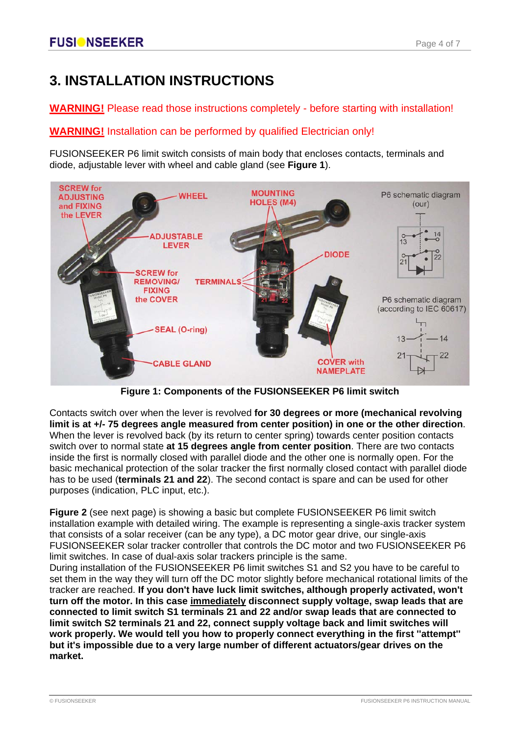# 3. INSTALLATION INSTRUCTIONS

**WARNING!** Please read those instructions completely - before starting with installation!

**WARNING!** Installation can be performed by qualified Electrician only!

FUSIONSEEKER P6 limit switch consists of main body that encloses contacts, terminals and diode, adjustable lever with wheel and cable gland (see **Figure 1**).

**Figure 1: Components of the FUSIONSEEKER P6 limit switch**

Contacts switch over when the lever is revolved **for 30 degrees or more (mechanical revolving limit is at +/- 75 degrees angle measured from center position) in one or the other direction**. When the lever is revolved back (by its return to center spring) towards center position contacts switch over to normal state **at 15 degrees angle from center position**. There are two contacts inside the first is normally closed with parallel diode and the other one is normally open. For the basic mechanical protection of the solar tracker the first normally closed contact with parallel diode has to be used (**terminals 21 and 22**). The second contact is spare and can be used for other purposes (indication, PLC input, etc.).

**Figure 2** (see next page) is showing a basic but complete FUSIONSEEKER P6 limit switch installation example with detailed wiring. The example is representing a single-axis tracker system that consists of a solar receiver (can be any type), a DC motor gear drive, our single-axis FUSIONSEEKER solar tracker controller that controls the DC motor and two FUSIONSEEKER P6 limit switches. In case of dual-axis solar trackers principle is the same.
During installation of the FUSIONSEEKER P6 limit switches S1 and S2 you have to be careful to set them in the way they will turn off the DC motor slightly before mechanical rotational limits of the tracker are reached. **If you don't have luck limit switches, although properly activated, won't turn off the motor. In this case <u>immediately</u> disconnect supply voltage, swap leads that are connected to limit switch S1 terminals 21 and 22 and/or swap leads that are connected to limit switch S2 terminals 21 and 22, connect supply voltage back and limit switches will work properly. We would tell you how to properly connect everything in the first "attempt" but it's impossible due to a very large number of different actuators/gear drives on the market.**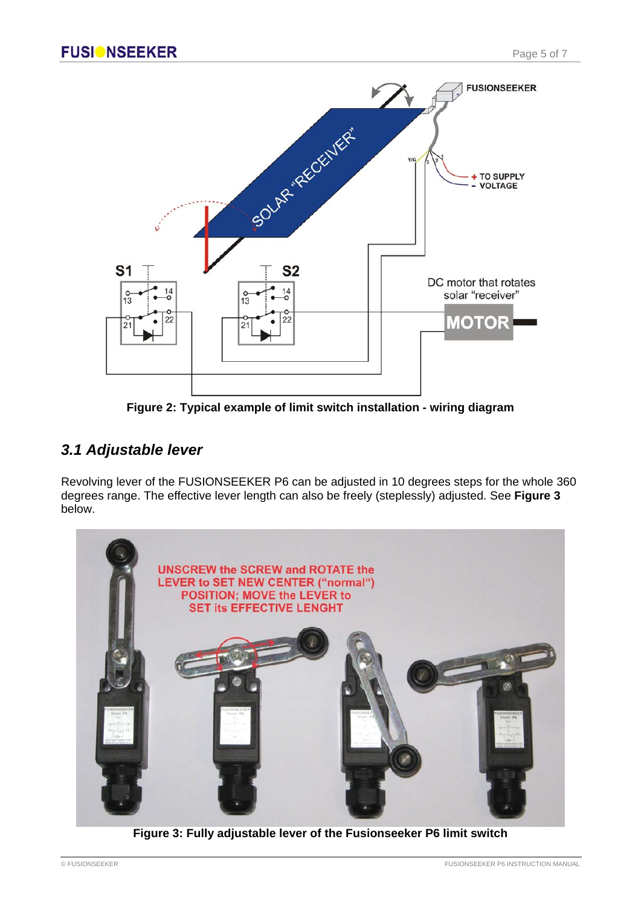Figure 2: Typical example of limit switch installation - wiring diagram

## *3.1 Adjustable lever*

Revolving lever of the FUSIONSEEKER P6 can be adjusted in 10 degrees steps for the whole 360 degrees range. The effective lever length can also be freely (steplessly) adjusted. See **Figure 3** below.

Figure 3: Fully adjustable lever of the Fusionseeker P6 limit switch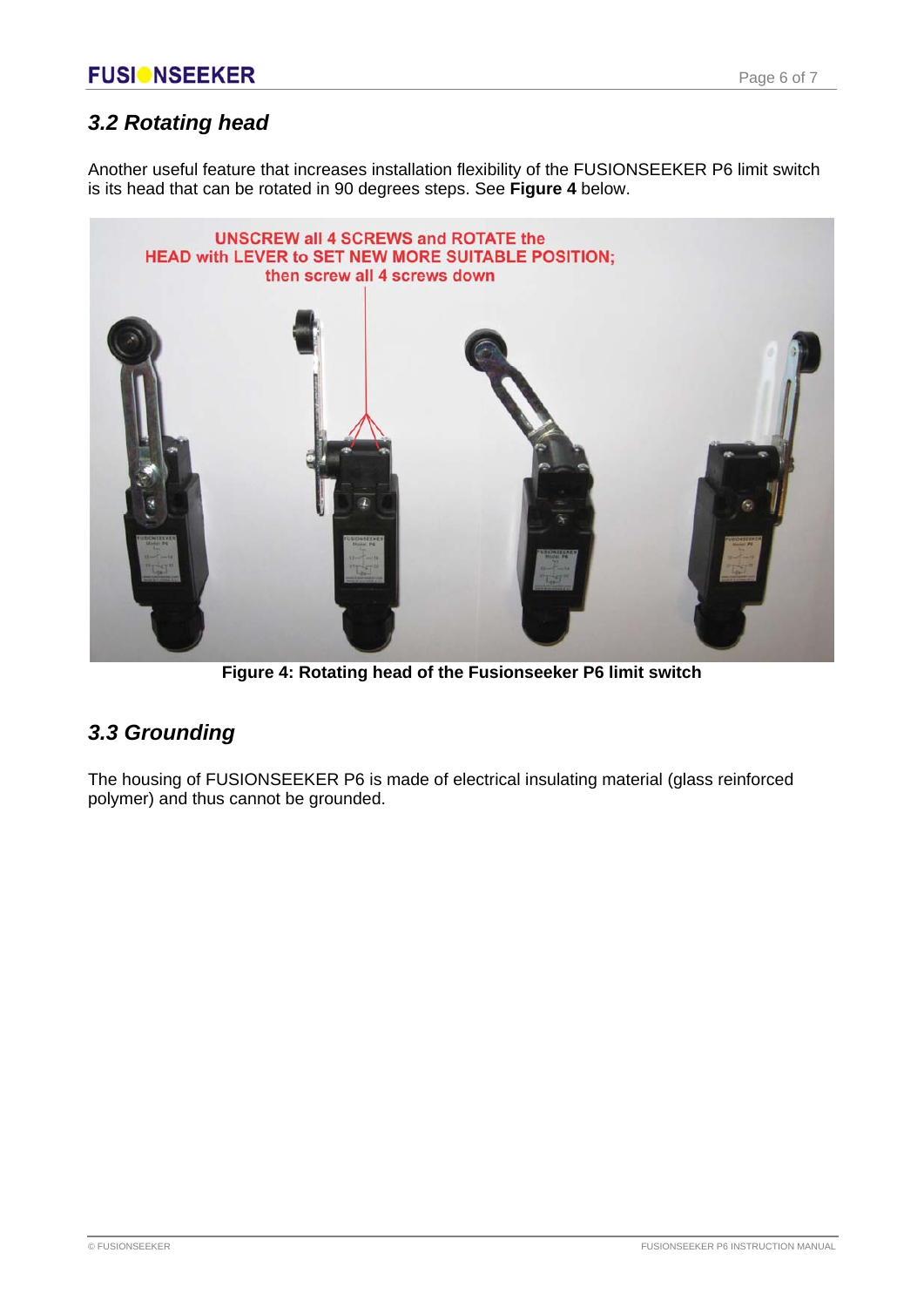## 3.2 Rotating head

Another useful feature that increases installation flexibility of the FUSIONSEEKER P6 limit switch is its head that can be rotated in 90 degrees steps. See **Figure 4** below.

**Figure 4: Rotating head of the Fusionseeker P6 limit switch**

## 3.3 Grounding

The housing of FUSIONSEEKER P6 is made of electrical insulating material (glass reinforced polymer) and thus cannot be grounded.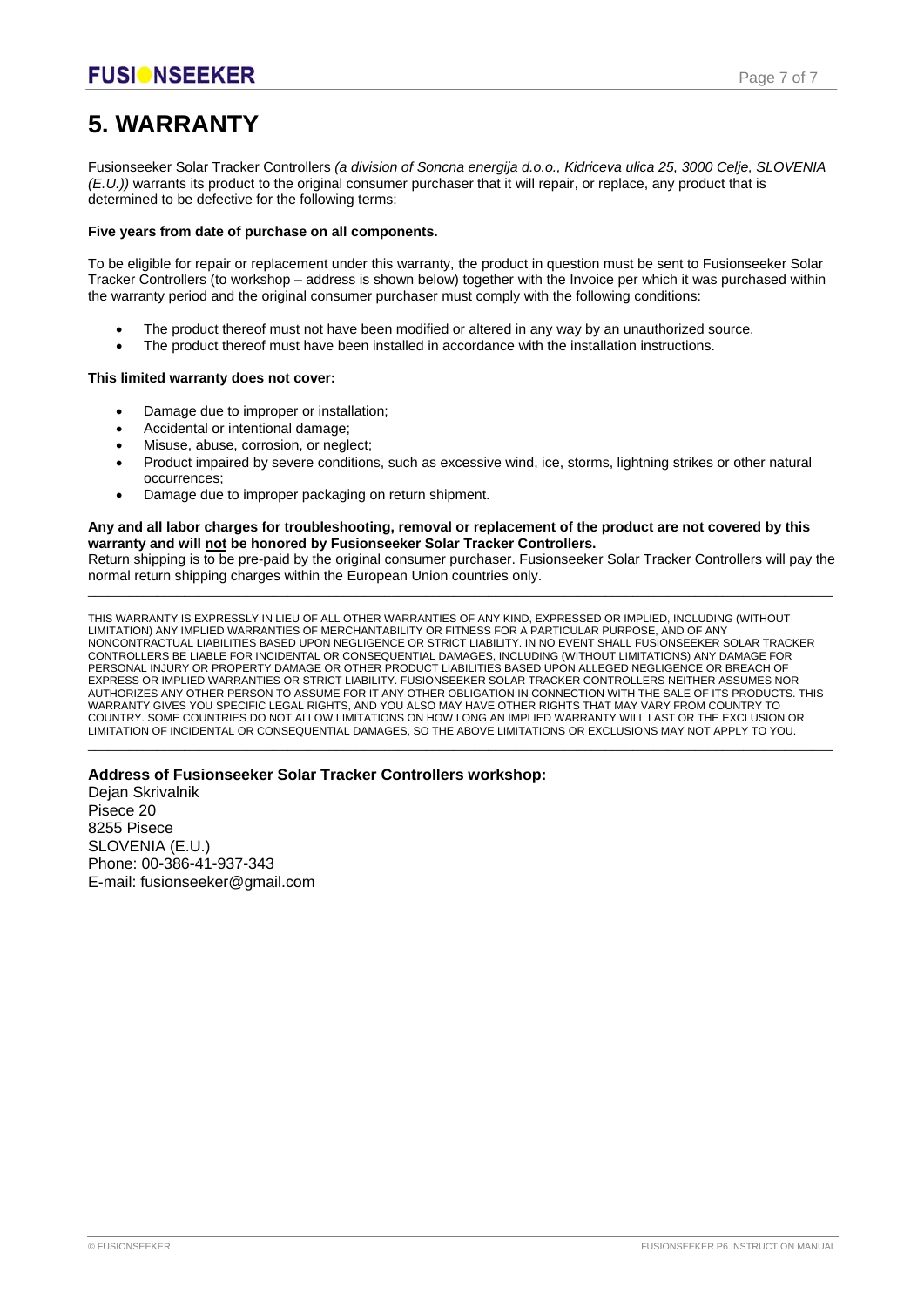# 5. WARRANTY

Fusionseeker Solar Tracker Controllers *(a division of Soncna energija d.o.o., Kidriceva ulica 25, 3000 Celje, SLOVENIA (E.U.))* warrants its product to the original consumer purchaser that it will repair, or replace, any product that is determined to be defective for the following terms:

**Five years from date of purchase on all components.**

To be eligible for repair or replacement under this warranty, the product in question must be sent to Fusionseeker Solar Tracker Controllers (to workshop – address is shown below) together with the Invoice per which it was purchased within the warranty period and the original consumer purchaser must comply with the following conditions:

- The product thereof must not have been modified or altered in any way by an unauthorized source.
- The product thereof must have been installed in accordance with the installation instructions.

**This limited warranty does not cover:**

- Damage due to improper or installation;
- Accidental or intentional damage;
- Misuse, abuse, corrosion, or neglect;
- Product impaired by severe conditions, such as excessive wind, ice, storms, lightning strikes or other natural occurrences;
- Damage due to improper packaging on return shipment.

**Any and all labor charges for troubleshooting, removal or replacement of the product are not covered by this warranty and will <u>not</u> be honored by Fusionseeker Solar Tracker Controllers.**
Return shipping is to be pre-paid by the original consumer purchaser. Fusionseeker Solar Tracker Controllers will pay the normal return shipping charges within the European Union countries only.

---

THIS WARRANTY IS EXPRESSLY IN LIEU OF ALL OTHER WARRANTIES OF ANY KIND, EXPRESSED OR IMPLIED, INCLUDING (WITHOUT LIMITATION) ANY IMPLIED WARRANTIES OF MERCHANTABILITY OR FITNESS FOR A PARTICULAR PURPOSE, AND OF ANY NONCONTRACTUAL LIABILITIES BASED UPON NEGLIGENCE OR STRICT LIABILITY. IN NO EVENT SHALL FUSIONSEEKER SOLAR TRACKER CONTROLLERS BE LIABLE FOR INCIDENTAL OR CONSEQUENTIAL DAMAGES, INCLUDING (WITHOUT LIMITATIONS) ANY DAMAGE FOR PERSONAL INJURY OR PROPERTY DAMAGE OR OTHER PRODUCT LIABILITIES BASED UPON ALLEGED NEGLIGENCE OR BREACH OF EXPRESS OR IMPLIED WARRANTIES OR STRICT LIABILITY. FUSIONSEEKER SOLAR TRACKER CONTROLLERS NEITHER ASSUMES NOR AUTHORIZES ANY OTHER PERSON TO ASSUME FOR IT ANY OTHER OBLIGATION IN CONNECTION WITH THE SALE OF ITS PRODUCTS. THIS WARRANTY GIVES YOU SPECIFIC LEGAL RIGHTS, AND YOU ALSO MAY HAVE OTHER RIGHTS THAT MAY VARY FROM COUNTRY TO COUNTRY. SOME COUNTRIES DO NOT ALLOW LIMITATIONS ON HOW LONG AN IMPLIED WARRANTY WILL LAST OR THE EXCLUSION OR LIMITATION OF INCIDENTAL OR CONSEQUENTIAL DAMAGES, SO THE ABOVE LIMITATIONS OR EXCLUSIONS MAY NOT APPLY TO YOU.

---

**Address of Fusionseeker Solar Tracker Controllers workshop:**
Dejan Skrivalnik
Pisece 20
8255 Pisece
SLOVENIA (E.U.)
Phone: 00-386-41-937-343
E-mail: fusionseeker@gmail.com